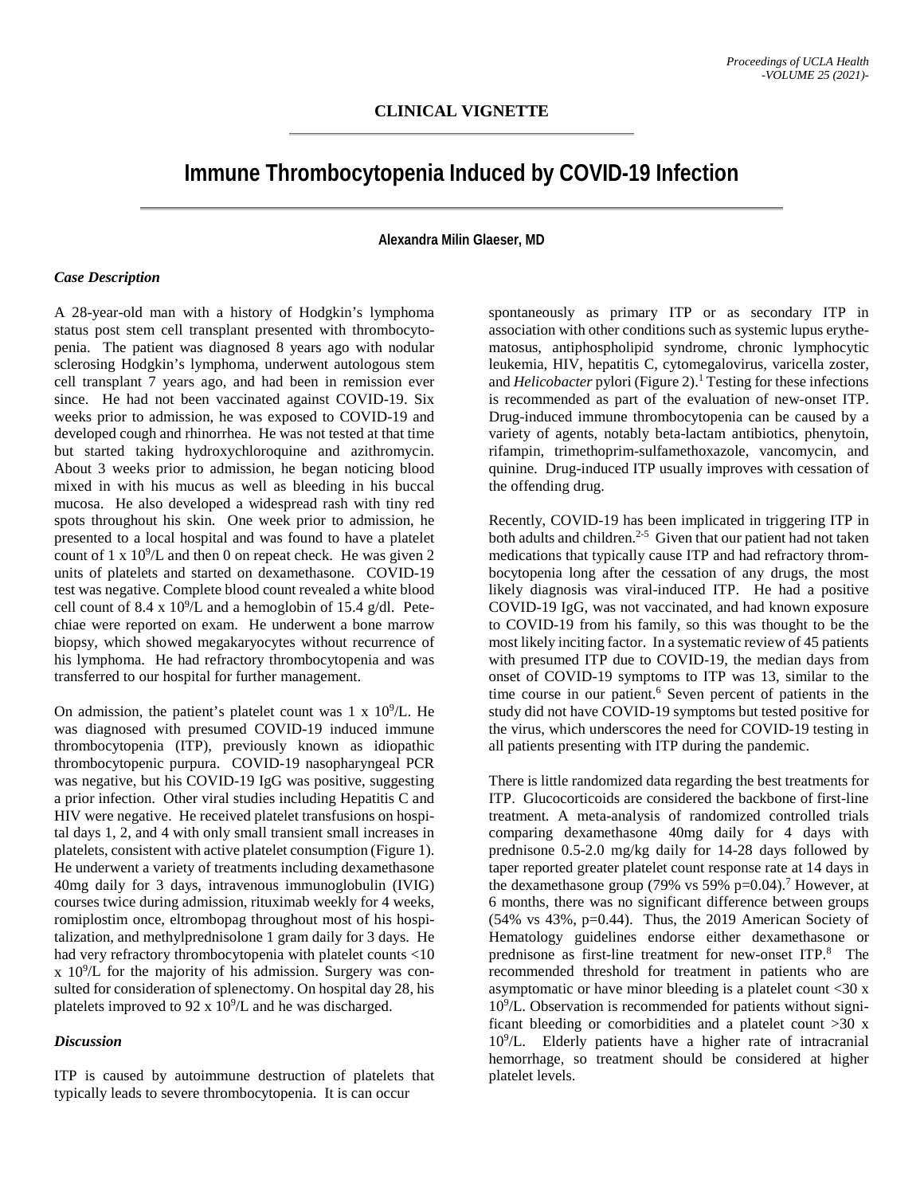## CLINICAL VIGNETTE

# Immune Thrombocytopenia Induced by COVID-19 Infection

**Alexandra Milin Glaeser, MD**

### *Case Description*

A 28-year-old man with a history of Hodgkin's lymphoma status post stem cell transplant presented with thrombocytopenia. The patient was diagnosed 8 years ago with nodular sclerosing Hodgkin's lymphoma, underwent autologous stem cell transplant 7 years ago, and had been in remission ever since. He had not been vaccinated against COVID-19. Six weeks prior to admission, he was exposed to COVID-19 and developed cough and rhinorrhea. He was not tested at that time but started taking hydroxychloroquine and azithromycin. About 3 weeks prior to admission, he began noticing blood mixed in with his mucus as well as bleeding in his buccal mucosa. He also developed a widespread rash with tiny red spots throughout his skin. One week prior to admission, he presented to a local hospital and was found to have a platelet count of $1 \times 10^9$/L and then 0 on repeat check. He was given 2 units of platelets and started on dexamethasone. COVID-19 test was negative. Complete blood count revealed a white blood cell count of $8.4 \times 10^9$/L and a hemoglobin of 15.4 g/dl. Petechiae were reported on exam. He underwent a bone marrow biopsy, which showed megakaryocytes without recurrence of his lymphoma. He had refractory thrombocytopenia and was transferred to our hospital for further management.

On admission, the patient's platelet count was $1 \times 10^9$/L. He was diagnosed with presumed COVID-19 induced immune thrombocytopenia (ITP), previously known as idiopathic thrombocytopenic purpura. COVID-19 nasopharyngeal PCR was negative, but his COVID-19 IgG was positive, suggesting a prior infection. Other viral studies including Hepatitis C and HIV were negative. He received platelet transfusions on hospital days 1, 2, and 4 with only small transient small increases in platelets, consistent with active platelet consumption (Figure 1). He underwent a variety of treatments including dexamethasone 40mg daily for 3 days, intravenous immunoglobulin (IVIG) courses twice during admission, rituximab weekly for 4 weeks, romiplostim once, eltrombopag throughout most of his hospitalization, and methylprednisolone 1 gram daily for 3 days. He had very refractory thrombocytopenia with platelet counts $<10 \times 10^9$/L for the majority of his admission. Surgery was consulted for consideration of splenectomy. On hospital day 28, his platelets improved to $92 \times 10^9$/L and he was discharged.

### *Discussion*

ITP is caused by autoimmune destruction of platelets that typically leads to severe thrombocytopenia. It is can occur spontaneously as primary ITP or as secondary ITP in association with other conditions such as systemic lupus erythematosus, antiphospholipid syndrome, chronic lymphocytic leukemia, HIV, hepatitis C, cytomegalovirus, varicella zoster, and *Helicobacter* pylori (Figure 2).[1] Testing for these infections is recommended as part of the evaluation of new-onset ITP. Drug-induced immune thrombocytopenia can be caused by a variety of agents, notably beta-lactam antibiotics, phenytoin, rifampin, trimethoprim-sulfamethoxazole, vancomycin, and quinine. Drug-induced ITP usually improves with cessation of the offending drug.

Recently, COVID-19 has been implicated in triggering ITP in both adults and children.[2-5] Given that our patient had not taken medications that typically cause ITP and had refractory thrombocytopenia long after the cessation of any drugs, the most likely diagnosis was viral-induced ITP. He had a positive COVID-19 IgG, was not vaccinated, and had known exposure to COVID-19 from his family, so this was thought to be the most likely inciting factor. In a systematic review of 45 patients with presumed ITP due to COVID-19, the median days from onset of COVID-19 symptoms to ITP was 13, similar to the time course in our patient.[6] Seven percent of patients in the study did not have COVID-19 symptoms but tested positive for the virus, which underscores the need for COVID-19 testing in all patients presenting with ITP during the pandemic.

There is little randomized data regarding the best treatments for ITP. Glucocorticoids are considered the backbone of first-line treatment. A meta-analysis of randomized controlled trials comparing dexamethasone 40mg daily for 4 days with prednisone 0.5-2.0 mg/kg daily for 14-28 days followed by taper reported greater platelet count response rate at 14 days in the dexamethasone group (79% vs 59% $p=0.04$).[7] However, at 6 months, there was no significant difference between groups (54% vs 43%, $p=0.44$). Thus, the 2019 American Society of Hematology guidelines endorse either dexamethasone or prednisone as first-line treatment for new-onset ITP.[8] The recommended threshold for treatment in patients who are asymptomatic or have minor bleeding is a platelet count $<30 \times 10^9$/L. Observation is recommended for patients without significant bleeding or comorbidities and a platelet count $>30 \times 10^9$/L. Elderly patients have a higher rate of intracranial hemorrhage, so treatment should be considered at higher platelet levels.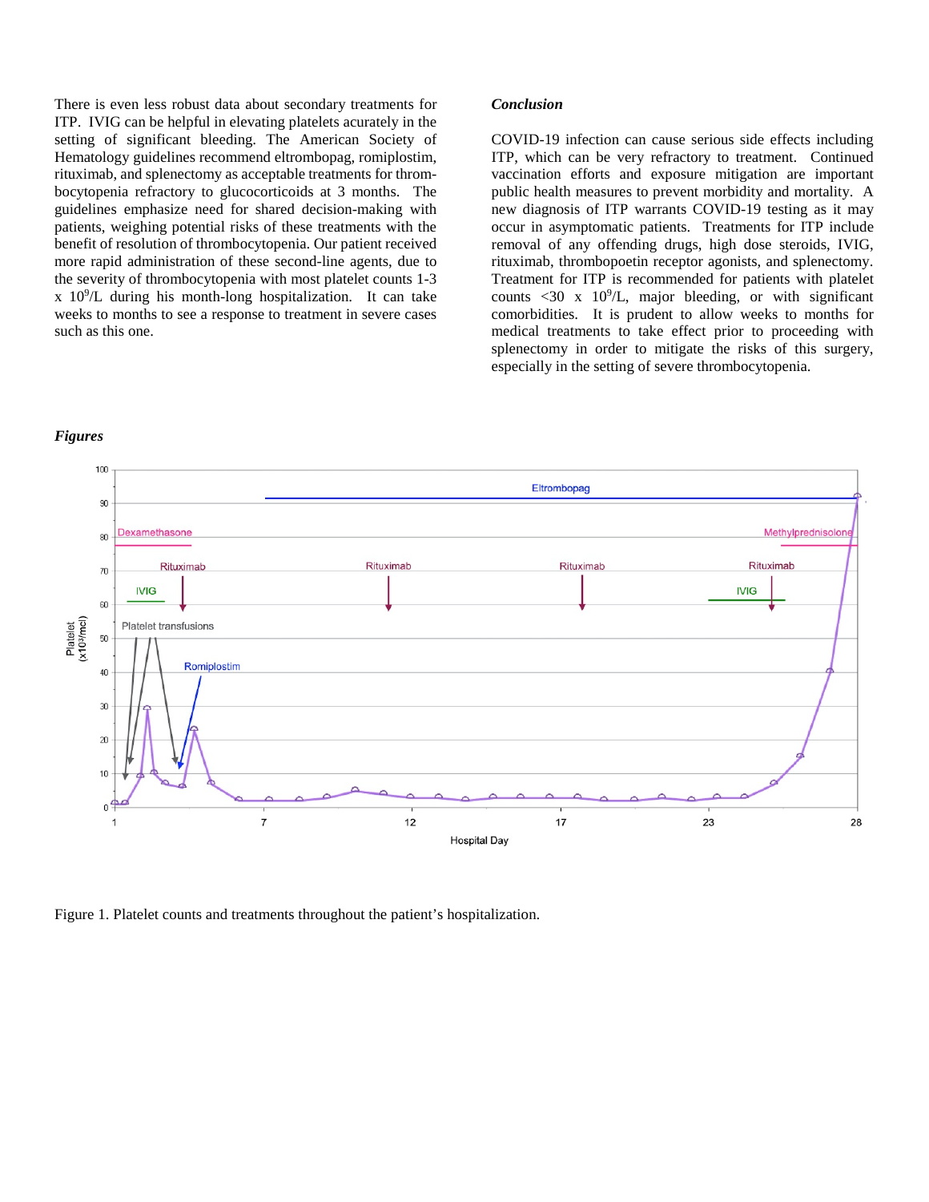There is even less robust data about secondary treatments for ITP. IVIG can be helpful in elevating platelets acurately in the setting of significant bleeding. The American Society of Hematology guidelines recommend eltrombopag, romiplostim, rituximab, and splenectomy as acceptable treatments for thrombocytopenia refractory to glucocorticoids at 3 months. The guidelines emphasize need for shared decision-making with patients, weighing potential risks of these treatments with the benefit of resolution of thrombocytopenia. Our patient received more rapid administration of these second-line agents, due to the severity of thrombocytopenia with most platelet counts 1-3 x $10^9$/L during his month-long hospitalization. It can take weeks to months to see a response to treatment in severe cases such as this one.

### *Conclusion*

COVID-19 infection can cause serious side effects including ITP, which can be very refractory to treatment. Continued vaccination efforts and exposure mitigation are important public health measures to prevent morbidity and mortality. A new diagnosis of ITP warrants COVID-19 testing as it may occur in asymptomatic patients. Treatments for ITP include removal of any offending drugs, high dose steroids, IVIG, rituximab, thrombopoetin receptor agonists, and splenectomy. Treatment for ITP is recommended for patients with platelet counts <30 x $10^9$/L, major bleeding, or with significant comorbidities. It is prudent to allow weeks to months for medical treatments to take effect prior to proceeding with splenectomy in order to mitigate the risks of this surgery, especially in the setting of severe thrombocytopenia.

### *Figures*

Figure 1. Platelet counts and treatments throughout the patient's hospitalization.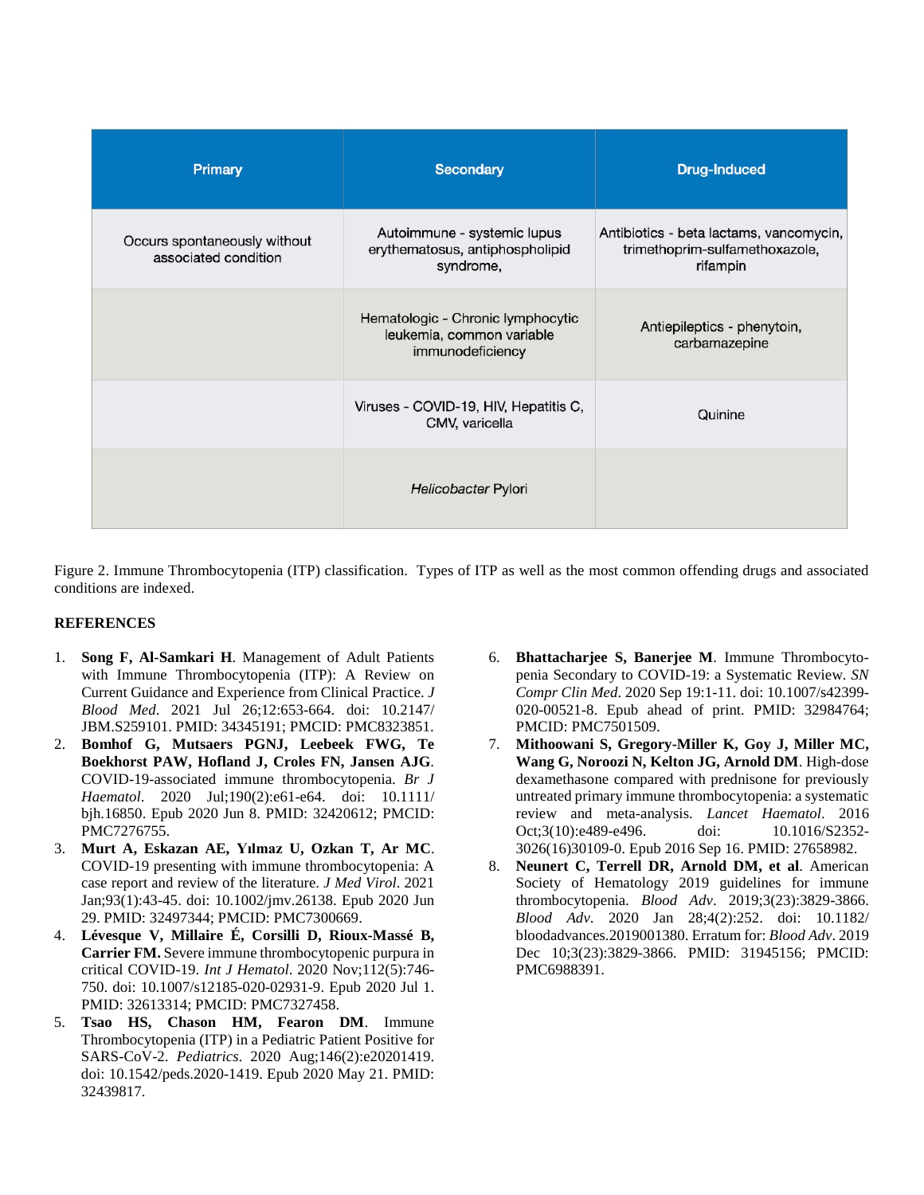| Primary | Secondary | Drug-Induced |
|---|---|---|
| Occurs spontaneously without associated condition | Autoimmune - systemic lupus erythematosus, antiphospholipid syndrome, | Antibiotics - beta lactams, vancomycin, trimethoprim-sulfamethoxazole, rifampin |
| | Hematologic - Chronic lymphocytic leukemia, common variable immunodeficiency | Antiepileptics - phenytoin, carbamazepine |
| | Viruses - COVID-19, HIV, Hepatitis C, CMV, varicella | Quinine |
| | *Helicobacter* Pylori | |

Figure 2. Immune Thrombocytopenia (ITP) classification. Types of ITP as well as the most common offending drugs and associated conditions are indexed.

**REFERENCES**

1. **Song F, Al-Samkari H**. Management of Adult Patients with Immune Thrombocytopenia (ITP): A Review on Current Guidance and Experience from Clinical Practice. *J Blood Med*. 2021 Jul 26;12:653-664. doi: 10.2147/JBM.S259101. PMID: 34345191; PMCID: PMC8323851.
2. **Bomhof G, Mutsaers PGNJ, Leebeek FWG, Te Boekhorst PAW, Hofland J, Croles FN, Jansen AJG**. COVID-19-associated immune thrombocytopenia. *Br J Haematol*. 2020 Jul;190(2):e61-e64. doi: 10.1111/bjh.16850. Epub 2020 Jun 8. PMID: 32420612; PMCID: PMC7276755.
3. **Murt A, Eskazan AE, Yılmaz U, Ozkan T, Ar MC**. COVID-19 presenting with immune thrombocytopenia: A case report and review of the literature. *J Med Virol*. 2021 Jan;93(1):43-45. doi: 10.1002/jmv.26138. Epub 2020 Jun 29. PMID: 32497344; PMCID: PMC7300669.
4. **Lévesque V, Millaire É, Corsilli D, Rioux-Massé B, Carrier FM.** Severe immune thrombocytopenic purpura in critical COVID-19. *Int J Hematol*. 2020 Nov;112(5):746-750. doi: 10.1007/s12185-020-02931-9. Epub 2020 Jul 1. PMID: 32613314; PMCID: PMC7327458.
5. **Tsao HS, Chason HM, Fearon DM**. Immune Thrombocytopenia (ITP) in a Pediatric Patient Positive for SARS-CoV-2. *Pediatrics*. 2020 Aug;146(2):e20201419. doi: 10.1542/peds.2020-1419. Epub 2020 May 21. PMID: 32439817.
6. **Bhattacharjee S, Banerjee M**. Immune Thrombocytopenia Secondary to COVID-19: a Systematic Review. *SN Compr Clin Med*. 2020 Sep 19:1-11. doi: 10.1007/s42399-020-00521-8. Epub ahead of print. PMID: 32984764; PMCID: PMC7501509.
7. **Mithoowani S, Gregory-Miller K, Goy J, Miller MC, Wang G, Noroozi N, Kelton JG, Arnold DM**. High-dose dexamethasone compared with prednisone for previously untreated primary immune thrombocytopenia: a systematic review and meta-analysis. *Lancet Haematol*. 2016 Oct;3(10):e489-e496. doi: 10.1016/S2352-3026(16)30109-0. Epub 2016 Sep 16. PMID: 27658982.
8. **Neunert C, Terrell DR, Arnold DM, et al**. American Society of Hematology 2019 guidelines for immune thrombocytopenia. *Blood Adv*. 2019;3(23):3829-3866. *Blood Adv*. 2020 Jan 28;4(2):252. doi: 10.1182/bloodadvances.2019001380. Erratum for: *Blood Adv*. 2019 Dec 10;3(23):3829-3866. PMID: 31945156; PMCID: PMC6988391.